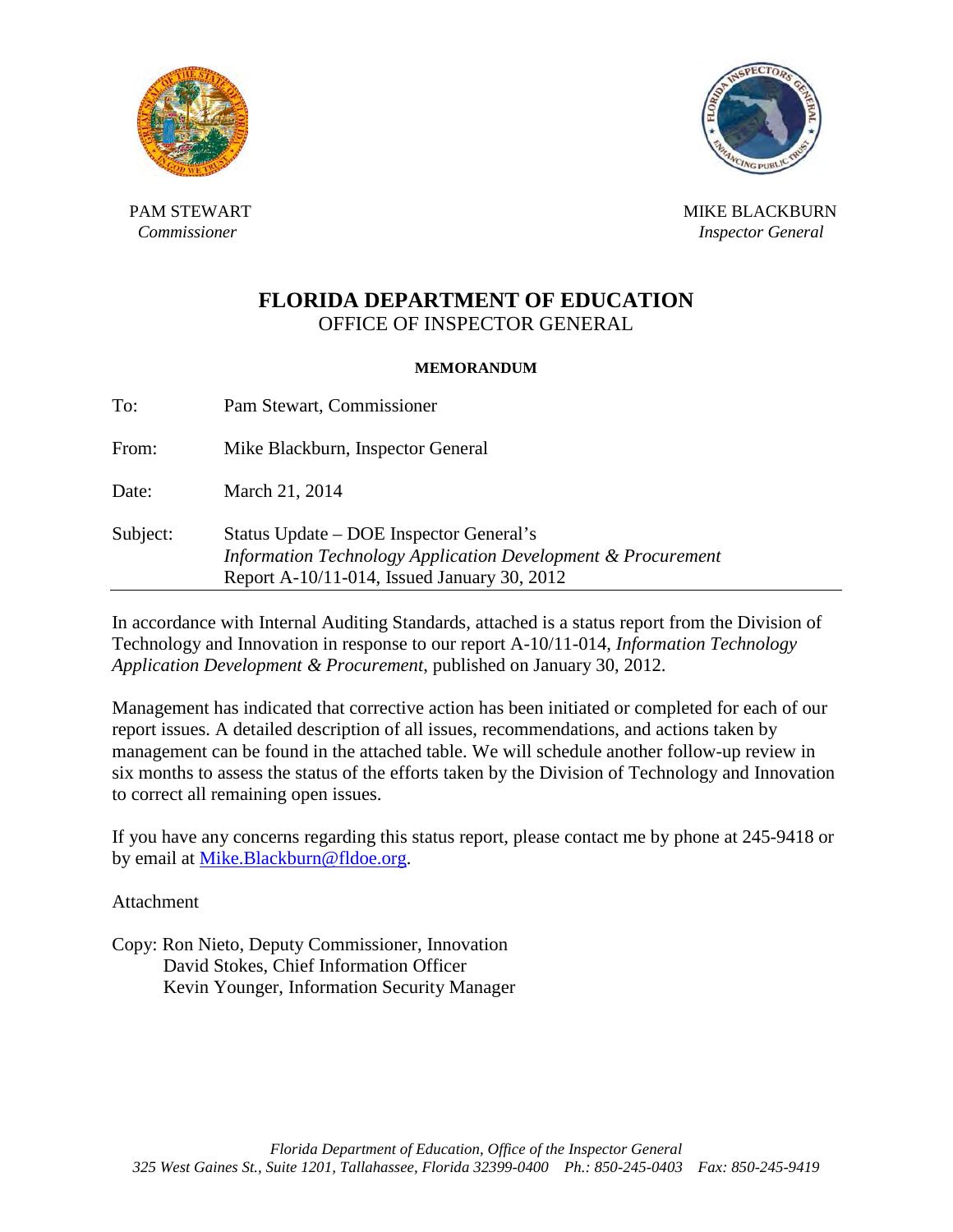PAM STEWART
*Commissioner*

MIKE BLACKBURN
*Inspector General*

# FLORIDA DEPARTMENT OF EDUCATION
## OFFICE OF INSPECTOR GENERAL

**MEMORANDUM**

To: Pam Stewart, Commissioner

From: Mike Blackburn, Inspector General

Date: March 21, 2014

Subject: Status Update – DOE Inspector General's *Information Technology Application Development & Procurement* Report A-10/11-014, Issued January 30, 2012

---

In accordance with Internal Auditing Standards, attached is a status report from the Division of Technology and Innovation in response to our report A-10/11-014, *Information Technology Application Development & Procurement,* published on January 30, 2012.

Management has indicated that corrective action has been initiated or completed for each of our report issues. A detailed description of all issues, recommendations, and actions taken by management can be found in the attached table. We will schedule another follow-up review in six months to assess the status of the efforts taken by the Division of Technology and Innovation to correct all remaining open issues.

If you have any concerns regarding this status report, please contact me by phone at 245-9418 or by email at Mike.Blackburn@fldoe.org.

Attachment

Copy: Ron Nieto, Deputy Commissioner, Innovation
David Stokes, Chief Information Officer
Kevin Younger, Information Security Manager

*Florida Department of Education, Office of the Inspector General*
*325 West Gaines St., Suite 1201, Tallahassee, Florida 32399-0400 Ph.: 850-245-0403 Fax: 850-245-9419*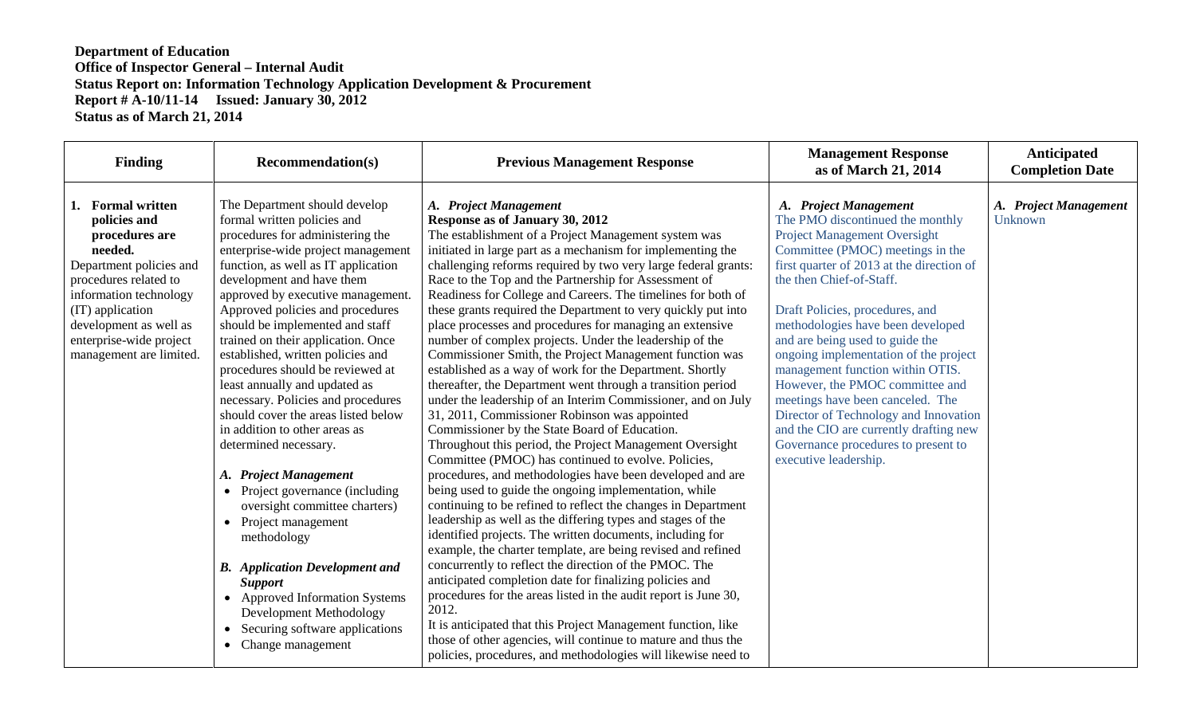**Department of Education**
**Office of Inspector General – Internal Audit**
**Status Report on: Information Technology Application Development & Procurement**
**Report # A-10/11-14 Issued: January 30, 2012**
**Status as of March 21, 2014**

| Finding | Recommendation(s) | Previous Management Response | Management Response as of March 21, 2014 | Anticipated Completion Date |
|---|---|---|---|---|
| **1. Formal written policies and procedures are needed.** Department policies and procedures related to information technology (IT) application development as well as enterprise-wide project management are limited. | The Department should develop formal written policies and procedures for administering the enterprise-wide project management function, as well as IT application development and have them approved by executive management. Approved policies and procedures should be implemented and staff trained on their application. Once established, written policies and procedures should be reviewed at least annually and updated as necessary. Policies and procedures should cover the areas listed below in addition to other areas as determined necessary.<br><br>***A. Project Management***<br>• Project governance (including oversight committee charters)<br>• Project management methodology<br><br>***B. Application Development and Support***<br>• Approved Information Systems Development Methodology<br>• Securing software applications<br>• Change management | ***A. Project Management***<br>**Response as of January 30, 2012**<br>The establishment of a Project Management system was initiated in large part as a mechanism for implementing the challenging reforms required by two very large federal grants: Race to the Top and the Partnership for Assessment of Readiness for College and Careers. The timelines for both of these grants required the Department to very quickly put into place processes and procedures for managing an extensive number of complex projects. Under the leadership of the Commissioner Smith, the Project Management function was established as a way of work for the Department. Shortly thereafter, the Department went through a transition period under the leadership of an Interim Commissioner, and on July 31, 2011, Commissioner Robinson was appointed Commissioner by the State Board of Education.<br>Throughout this period, the Project Management Oversight Committee (PMOC) has continued to evolve. Policies, procedures, and methodologies have been developed and are being used to guide the ongoing implementation, while continuing to be refined to reflect the changes in Department leadership as well as the differing types and stages of the identified projects. The written documents, including for example, the charter template, are being revised and refined concurrently to reflect the direction of the PMOC. The anticipated completion date for finalizing policies and procedures for the areas listed in the audit report is June 30, 2012.<br>It is anticipated that this Project Management function, like those of other agencies, will continue to mature and thus the policies, procedures, and methodologies will likewise need to | ***A. Project Management***<br>The PMO discontinued the monthly Project Management Oversight Committee (PMOC) meetings in the first quarter of 2013 at the direction of the then Chief-of-Staff.<br><br>Draft Policies, procedures, and methodologies have been developed and are being used to guide the ongoing implementation of the project management function within OTIS. However, the PMOC committee and meetings have been canceled. The Director of Technology and Innovation and the CIO are currently drafting new Governance procedures to present to executive leadership. | ***A. Project Management***<br>Unknown |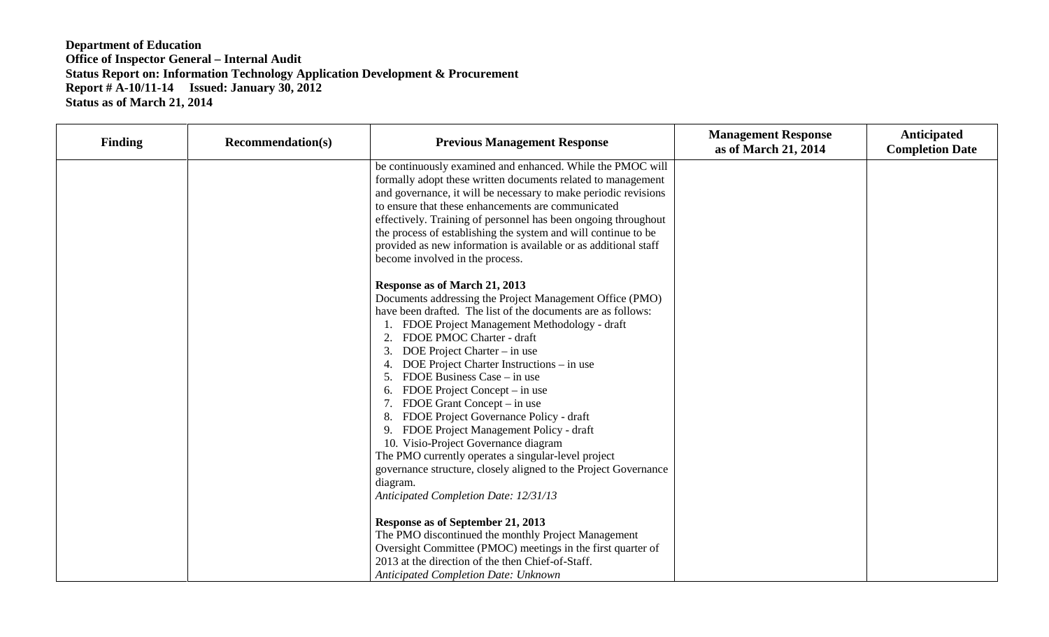**Department of Education**
**Office of Inspector General – Internal Audit**
**Status Report on: Information Technology Application Development & Procurement**
**Report # A-10/11-14 Issued: January 30, 2012**
**Status as of March 21, 2014**

| Finding | Recommendation(s) | Previous Management Response | Management Response as of March 21, 2014 | Anticipated Completion Date |
|---|---|---|---|---|
| | | be continuously examined and enhanced. While the PMOC will formally adopt these written documents related to management and governance, it will be necessary to make periodic revisions to ensure that these enhancements are communicated effectively. Training of personnel has been ongoing throughout the process of establishing the system and will continue to be provided as new information is available or as additional staff become involved in the process.<br><br>**Response as of March 21, 2013**<br>Documents addressing the Project Management Office (PMO) have been drafted. The list of the documents are as follows:<br>1. FDOE Project Management Methodology - draft<br>2. FDOE PMOC Charter - draft<br>3. DOE Project Charter – in use<br>4. DOE Project Charter Instructions – in use<br>5. FDOE Business Case – in use<br>6. FDOE Project Concept – in use<br>7. FDOE Grant Concept – in use<br>8. FDOE Project Governance Policy - draft<br>9. FDOE Project Management Policy - draft<br>10. Visio-Project Governance diagram<br>The PMO currently operates a singular-level project governance structure, closely aligned to the Project Governance diagram.<br>*Anticipated Completion Date: 12/31/13*<br><br>**Response as of September 21, 2013**<br>The PMO discontinued the monthly Project Management Oversight Committee (PMOC) meetings in the first quarter of 2013 at the direction of the then Chief-of-Staff.<br>*Anticipated Completion Date: Unknown* | | |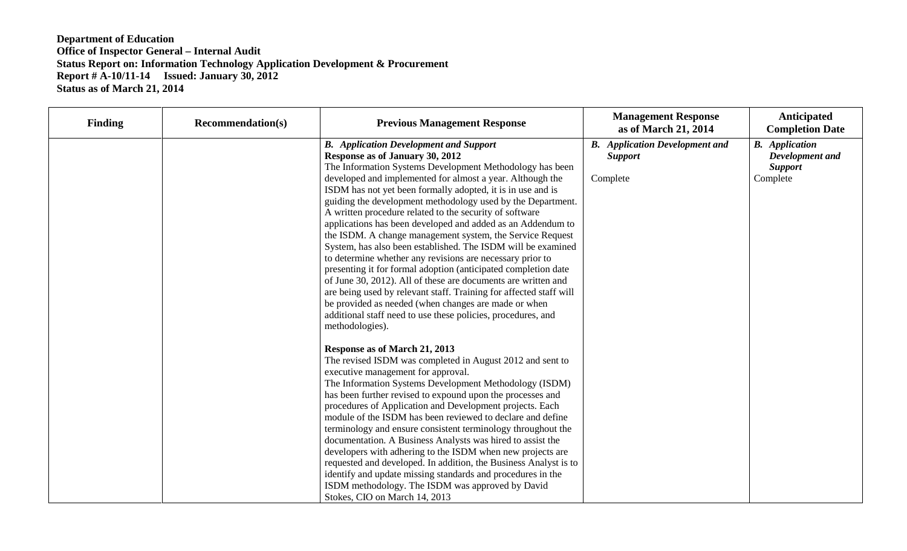**Department of Education**
**Office of Inspector General – Internal Audit**
**Status Report on: Information Technology Application Development & Procurement**
**Report # A-10/11-14 Issued: January 30, 2012**
**Status as of March 21, 2014**

| Finding | Recommendation(s) | Previous Management Response | Management Response as of March 21, 2014 | Anticipated Completion Date |
|---|---|---|---|---|
| | | ***B. Application Development and Support*** <br> **Response as of January 30, 2012** <br> The Information Systems Development Methodology has been developed and implemented for almost a year. Although the ISDM has not yet been formally adopted, it is in use and is guiding the development methodology used by the Department. A written procedure related to the security of software applications has been developed and added as an Addendum to the ISDM. A change management system, the Service Request System, has also been established. The ISDM will be examined to determine whether any revisions are necessary prior to presenting it for formal adoption (anticipated completion date of June 30, 2012). All of these are documents are written and are being used by relevant staff. Training for affected staff will be provided as needed (when changes are made or when additional staff need to use these policies, procedures, and methodologies). <br><br> **Response as of March 21, 2013** <br> The revised ISDM was completed in August 2012 and sent to executive management for approval. <br> The Information Systems Development Methodology (ISDM) has been further revised to expound upon the processes and procedures of Application and Development projects. Each module of the ISDM has been reviewed to declare and define terminology and ensure consistent terminology throughout the documentation. A Business Analysts was hired to assist the developers with adhering to the ISDM when new projects are requested and developed. In addition, the Business Analyst is to identify and update missing standards and procedures in the ISDM methodology. The ISDM was approved by David Stokes, CIO on March 14, 2013 | ***B. Application Development and Support*** <br><br> Complete | ***B. Application Development and Support*** <br> Complete |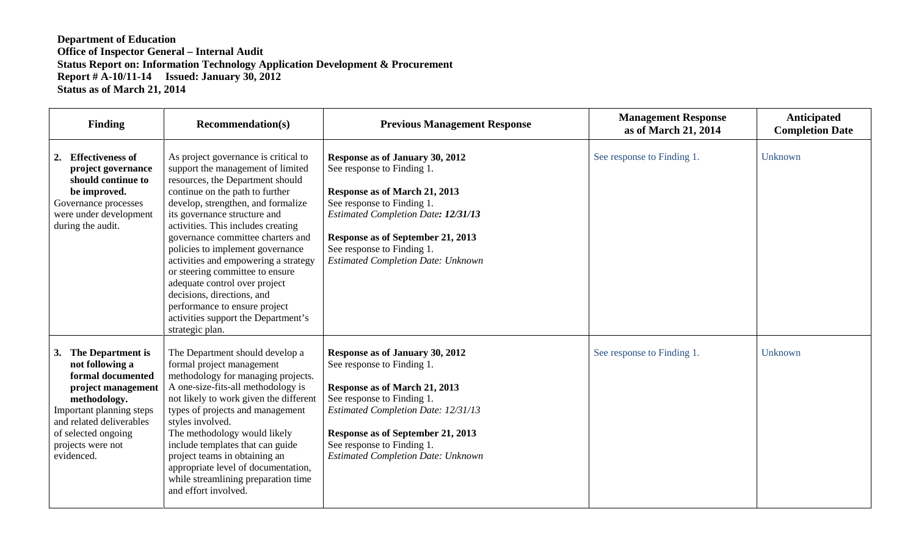**Department of Education**
**Office of Inspector General – Internal Audit**
**Status Report on: Information Technology Application Development & Procurement**
**Report # A-10/11-14 Issued: January 30, 2012**
**Status as of March 21, 2014**

| Finding | Recommendation(s) | Previous Management Response | Management Response as of March 21, 2014 | Anticipated Completion Date |
|---|---|---|---|---|
| **2. Effectiveness of project governance should continue to be improved.** Governance processes were under development during the audit. | As project governance is critical to support the management of limited resources, the Department should continue on the path to further develop, strengthen, and formalize its governance structure and activities. This includes creating governance committee charters and policies to implement governance activities and empowering a strategy or steering committee to ensure adequate control over project decisions, directions, and performance to ensure project activities support the Department's strategic plan. | **Response as of January 30, 2012** See response to Finding 1. <br><br> **Response as of March 21, 2013** See response to Finding 1. *Estimated Completion Date: 12/31/13* <br><br> **Response as of September 21, 2013** See response to Finding 1. *Estimated Completion Date: Unknown* | See response to Finding 1. | Unknown |
| **3. The Department is not following a formal documented project management methodology.** Important planning steps and related deliverables of selected ongoing projects were not evidenced. | The Department should develop a formal project management methodology for managing projects. A one-size-fits-all methodology is not likely to work given the different types of projects and management styles involved. The methodology would likely include templates that can guide project teams in obtaining an appropriate level of documentation, while streamlining preparation time and effort involved. | **Response as of January 30, 2012** See response to Finding 1. <br><br> **Response as of March 21, 2013** See response to Finding 1. *Estimated Completion Date: 12/31/13* <br><br> **Response as of September 21, 2013** See response to Finding 1. *Estimated Completion Date: Unknown* | See response to Finding 1. | Unknown |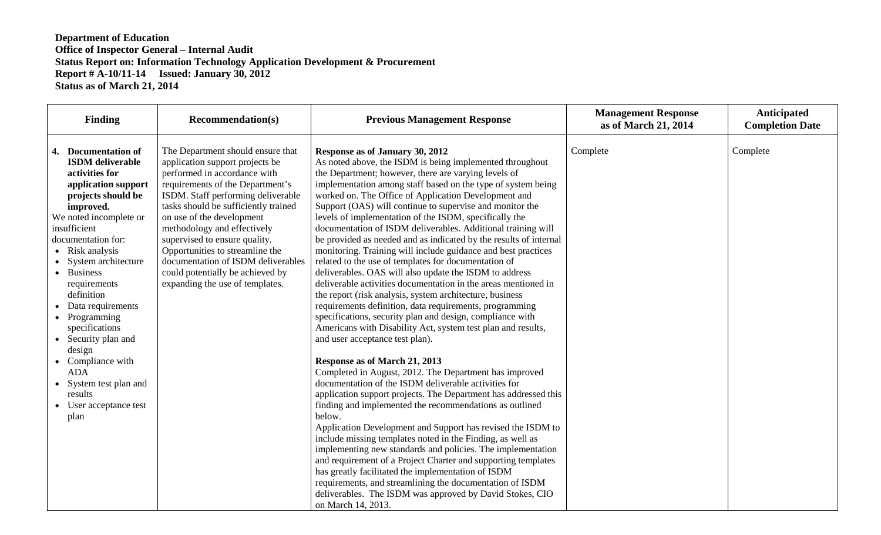**Department of Education**
**Office of Inspector General – Internal Audit**
**Status Report on: Information Technology Application Development & Procurement**
**Report # A-10/11-14 Issued: January 30, 2012**
**Status as of March 21, 2014**

| Finding | Recommendation(s) | Previous Management Response | Management Response as of March 21, 2014 | Anticipated Completion Date |
|---|---|---|---|---|
| **4. Documentation of ISDM deliverable activities for application support projects should be improved.**<br>We noted incomplete or insufficient documentation for:<br>• Risk analysis<br>• System architecture<br>• Business requirements definition<br>• Data requirements<br>• Programming specifications<br>• Security plan and design<br>• Compliance with ADA<br>• System test plan and results<br>• User acceptance test plan | The Department should ensure that application support projects be performed in accordance with requirements of the Department's ISDM. Staff performing deliverable tasks should be sufficiently trained on use of the development methodology and effectively supervised to ensure quality. Opportunities to streamline the documentation of ISDM deliverables could potentially be achieved by expanding the use of templates. | **Response as of January 30, 2012**<br>As noted above, the ISDM is being implemented throughout the Department; however, there are varying levels of implementation among staff based on the type of system being worked on. The Office of Application Development and Support (OAS) will continue to supervise and monitor the levels of implementation of the ISDM, specifically the documentation of ISDM deliverables. Additional training will be provided as needed and as indicated by the results of internal monitoring. Training will include guidance and best practices related to the use of templates for documentation of deliverables. OAS will also update the ISDM to address deliverable activities documentation in the areas mentioned in the report (risk analysis, system architecture, business requirements definition, data requirements, programming specifications, security plan and design, compliance with Americans with Disability Act, system test plan and results, and user acceptance test plan).<br><br>**Response as of March 21, 2013**<br>Completed in August, 2012. The Department has improved documentation of the ISDM deliverable activities for application support projects. The Department has addressed this finding and implemented the recommendations as outlined below.<br>Application Development and Support has revised the ISDM to include missing templates noted in the Finding, as well as implementing new standards and policies. The implementation and requirement of a Project Charter and supporting templates has greatly facilitated the implementation of ISDM requirements, and streamlining the documentation of ISDM deliverables. The ISDM was approved by David Stokes, CIO on March 14, 2013. | Complete | Complete |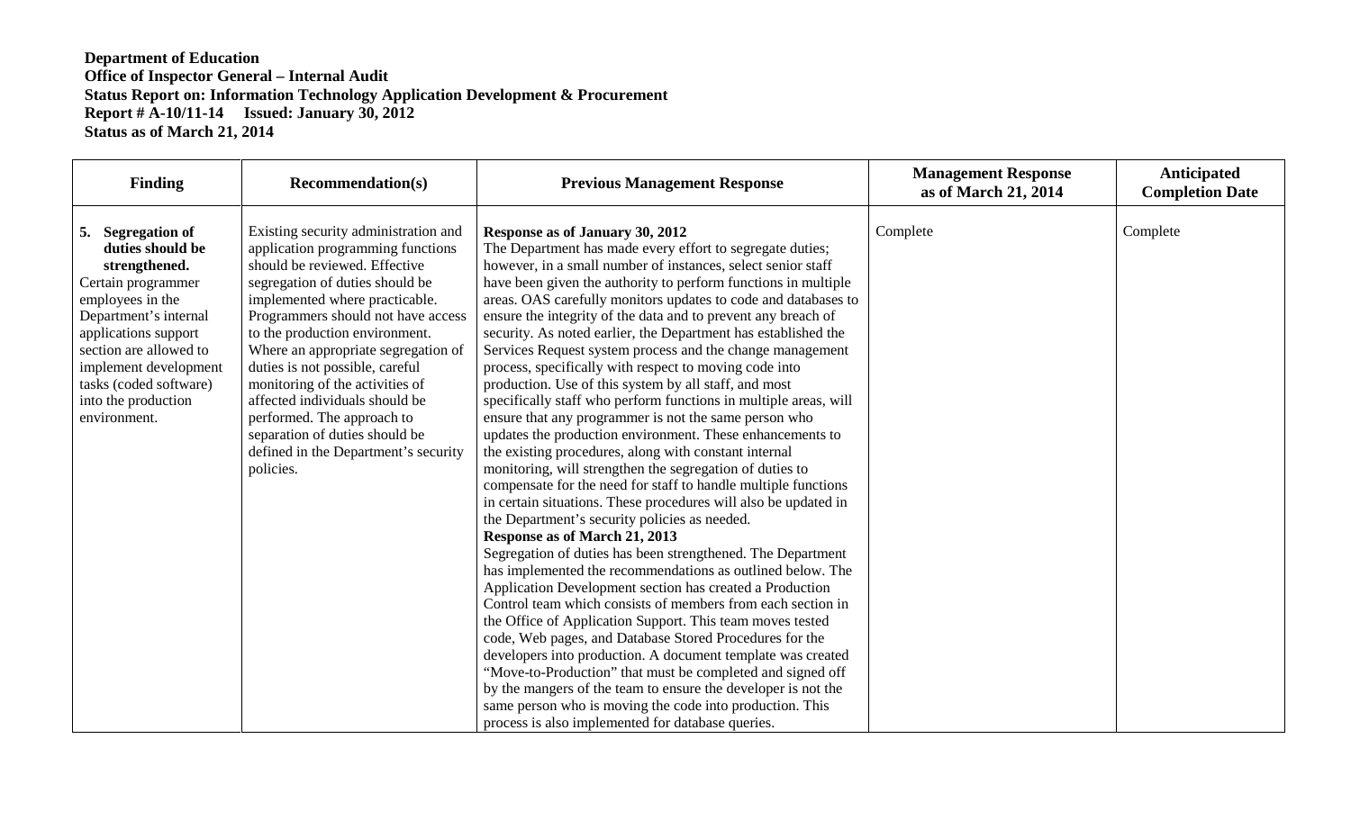**Department of Education**
**Office of Inspector General – Internal Audit**
**Status Report on: Information Technology Application Development & Procurement**
**Report # A-10/11-14 Issued: January 30, 2012**
**Status as of March 21, 2014**

| Finding | Recommendation(s) | Previous Management Response | Management Response as of March 21, 2014 | Anticipated Completion Date |
|---|---|---|---|---|
| **5. Segregation of duties should be strengthened.** Certain programmer employees in the Department's internal applications support section are allowed to implement development tasks (coded software) into the production environment. | Existing security administration and application programming functions should be reviewed. Effective segregation of duties should be implemented where practicable. Programmers should not have access to the production environment. Where an appropriate segregation of duties is not possible, careful monitoring of the activities of affected individuals should be performed. The approach to separation of duties should be defined in the Department's security policies. | **Response as of January 30, 2012** The Department has made every effort to segregate duties; however, in a small number of instances, select senior staff have been given the authority to perform functions in multiple areas. OAS carefully monitors updates to code and databases to ensure the integrity of the data and to prevent any breach of security. As noted earlier, the Department has established the Services Request system process and the change management process, specifically with respect to moving code into production. Use of this system by all staff, and most specifically staff who perform functions in multiple areas, will ensure that any programmer is not the same person who updates the production environment. These enhancements to the existing procedures, along with constant internal monitoring, will strengthen the segregation of duties to compensate for the need for staff to handle multiple functions in certain situations. These procedures will also be updated in the Department's security policies as needed. **Response as of March 21, 2013** Segregation of duties has been strengthened. The Department has implemented the recommendations as outlined below. The Application Development section has created a Production Control team which consists of members from each section in the Office of Application Support. This team moves tested code, Web pages, and Database Stored Procedures for the developers into production. A document template was created "Move-to-Production" that must be completed and signed off by the mangers of the team to ensure the developer is not the same person who is moving the code into production. This process is also implemented for database queries. | Complete | Complete |